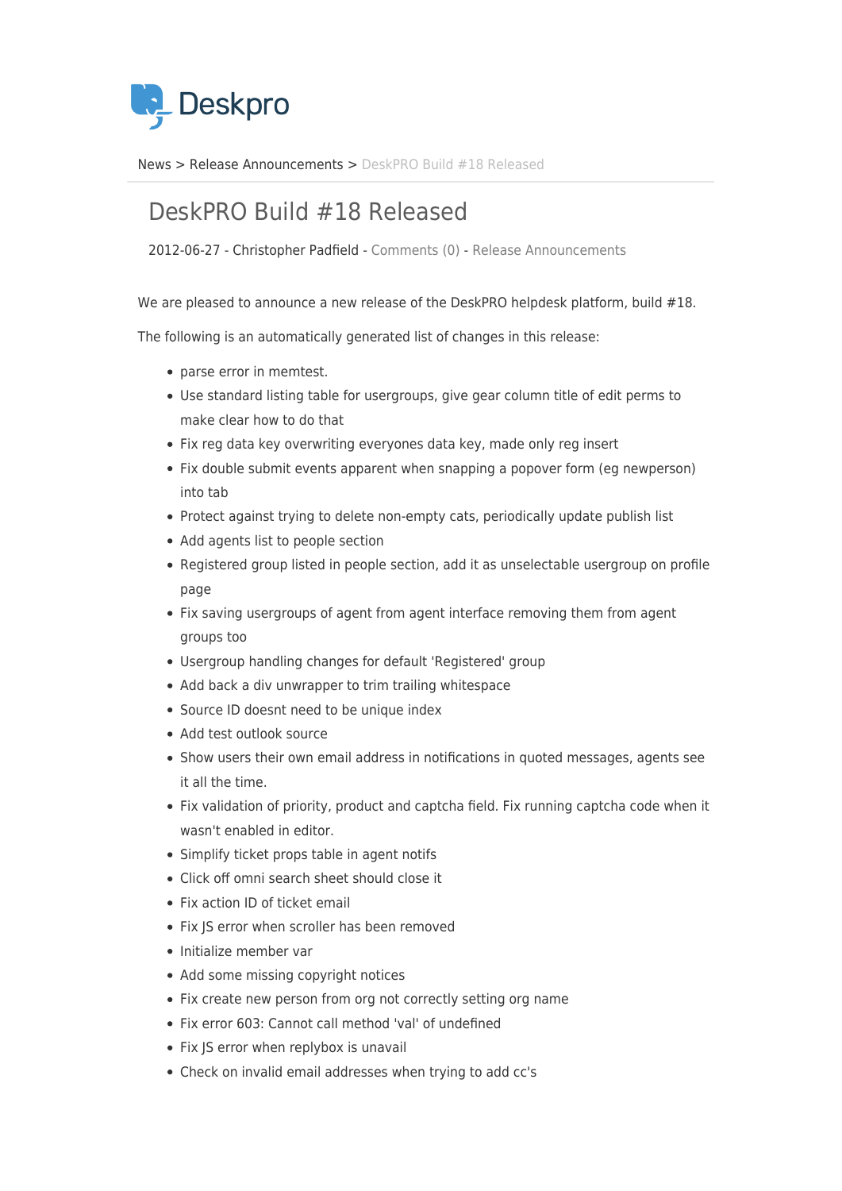Deskpro

News > Release Announcements > DeskPRO Build #18 Released

# DeskPRO Build #18 Released

2012-06-27 - Christopher Padfield - Comments (0) - Release Announcements

We are pleased to announce a new release of the DeskPRO helpdesk platform, build #18.

The following is an automatically generated list of changes in this release:

- parse error in memtest.
- Use standard listing table for usergroups, give gear column title of edit perms to make clear how to do that
- Fix reg data key overwriting everyones data key, made only reg insert
- Fix double submit events apparent when snapping a popover form (eg newperson) into tab
- Protect against trying to delete non-empty cats, periodically update publish list
- Add agents list to people section
- Registered group listed in people section, add it as unselectable usergroup on profile page
- Fix saving usergroups of agent from agent interface removing them from agent groups too
- Usergroup handling changes for default 'Registered' group
- Add back a div unwrapper to trim trailing whitespace
- Source ID doesnt need to be unique index
- Add test outlook source
- Show users their own email address in notifications in quoted messages, agents see it all the time.
- Fix validation of priority, product and captcha field. Fix running captcha code when it wasn't enabled in editor.
- Simplify ticket props table in agent notifs
- Click off omni search sheet should close it
- Fix action ID of ticket email
- Fix JS error when scroller has been removed
- Initialize member var
- Add some missing copyright notices
- Fix create new person from org not correctly setting org name
- Fix error 603: Cannot call method 'val' of undefined
- Fix JS error when replybox is unavail
- Check on invalid email addresses when trying to add cc's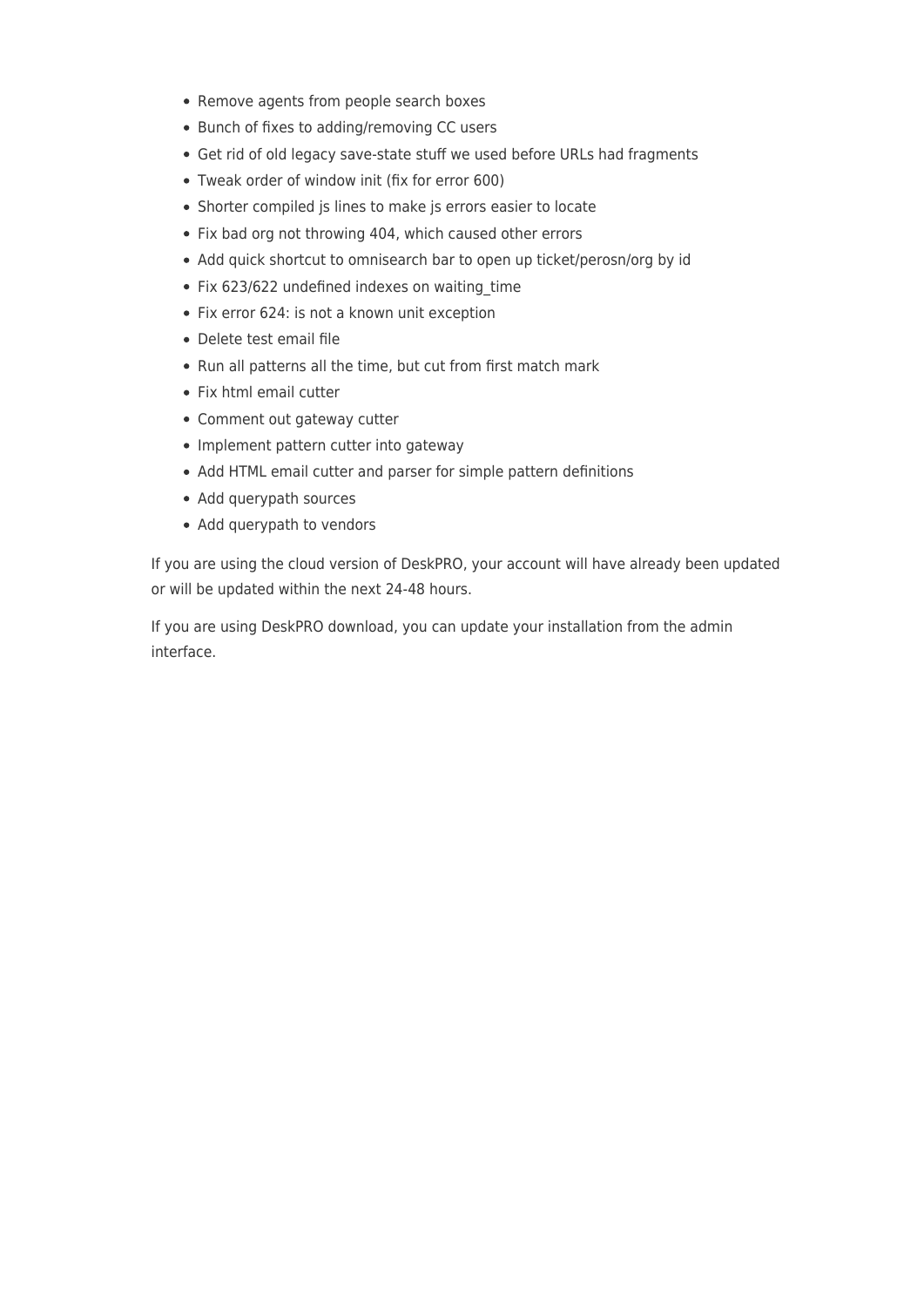- Remove agents from people search boxes
- Bunch of fixes to adding/removing CC users
- Get rid of old legacy save-state stuff we used before URLs had fragments
- Tweak order of window init (fix for error 600)
- Shorter compiled js lines to make js errors easier to locate
- Fix bad org not throwing 404, which caused other errors
- Add quick shortcut to omnisearch bar to open up ticket/perosn/org by id
- Fix 623/622 undefined indexes on waiting_time
- Fix error 624: is not a known unit exception
- Delete test email file
- Run all patterns all the time, but cut from first match mark
- Fix html email cutter
- Comment out gateway cutter
- Implement pattern cutter into gateway
- Add HTML email cutter and parser for simple pattern definitions
- Add querypath sources
- Add querypath to vendors

If you are using the cloud version of DeskPRO, your account will have already been updated or will be updated within the next 24-48 hours.

If you are using DeskPRO download, you can update your installation from the admin interface.